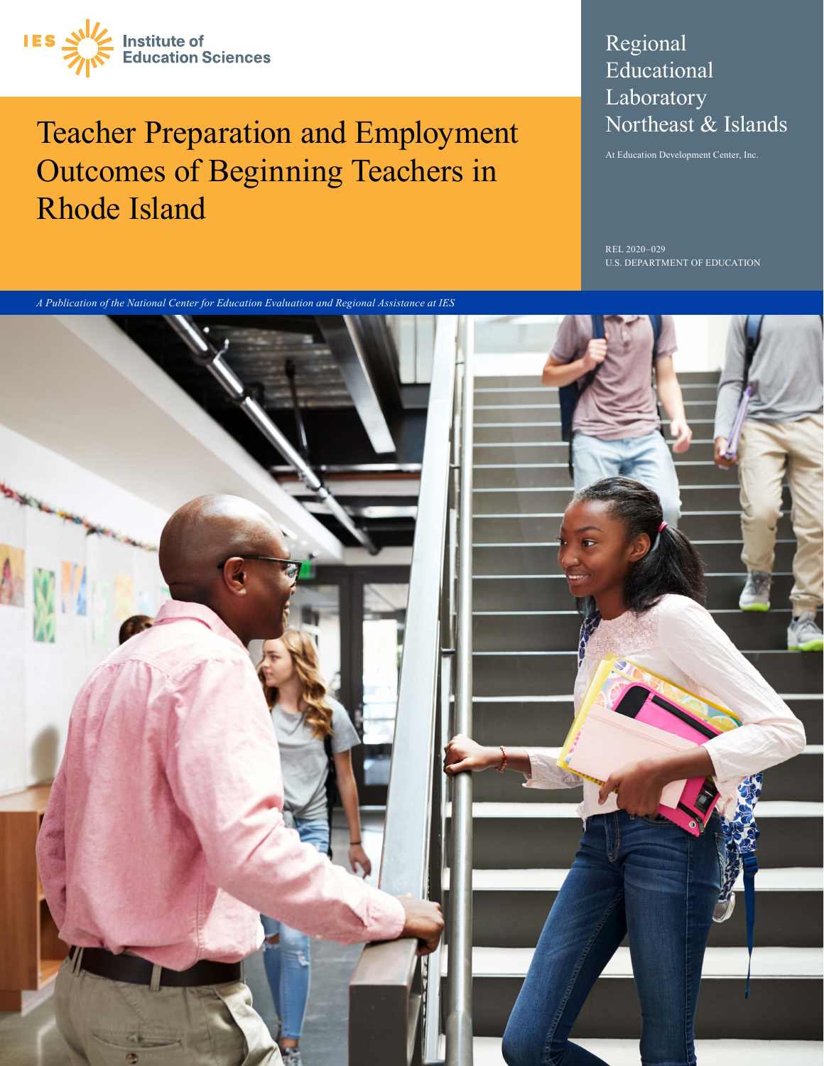IES Institute of Education Sciences

# Teacher Preparation and Employment Outcomes of Beginning Teachers in Rhode Island

Regional Educational Laboratory Northeast & Islands

At Education Development Center, Inc.

REL 2020–029
U.S. DEPARTMENT OF EDUCATION

*A Publication of the National Center for Education Evaluation and Regional Assistance at IES*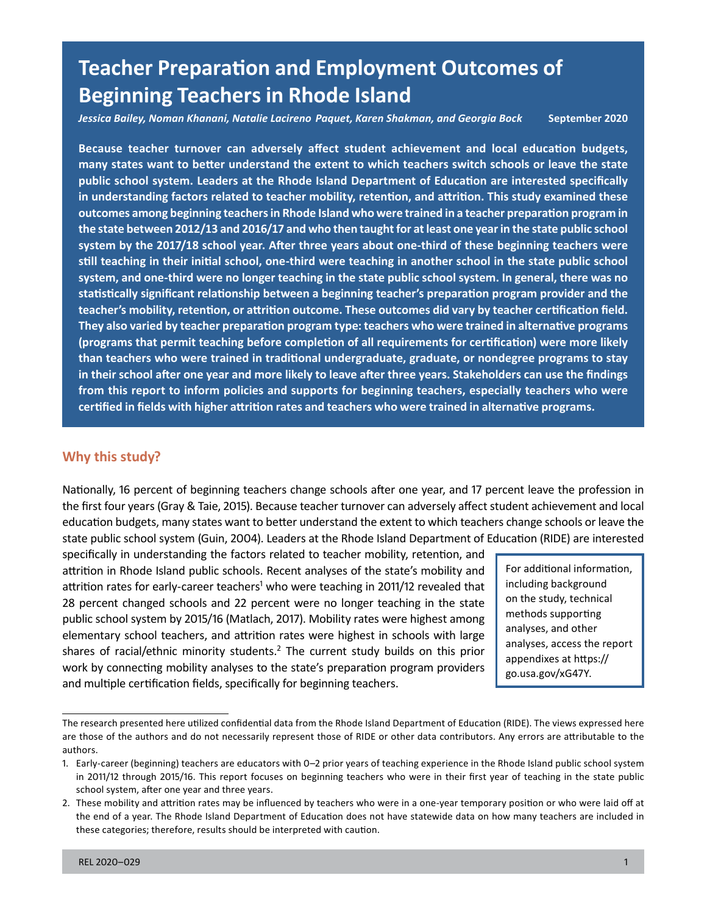# Teacher Preparation and Employment Outcomes of Beginning Teachers in Rhode Island

*Jessica Bailey, Noman Khanani, Natalie Lacireno Paquet, Karen Shakman, and Georgia Bock* — **September 2020**

**Because teacher turnover can adversely affect student achievement and local education budgets, many states want to better understand the extent to which teachers switch schools or leave the state public school system. Leaders at the Rhode Island Department of Education are interested specifically in understanding factors related to teacher mobility, retention, and attrition. This study examined these outcomes among beginning teachers in Rhode Island who were trained in a teacher preparation program in the state between 2012/13 and 2016/17 and who then taught for at least one year in the state public school system by the 2017/18 school year. After three years about one-third of these beginning teachers were still teaching in their initial school, one-third were teaching in another school in the state public school system, and one-third were no longer teaching in the state public school system. In general, there was no statistically significant relationship between a beginning teacher's preparation program provider and the teacher's mobility, retention, or attrition outcome. These outcomes did vary by teacher certification field. They also varied by teacher preparation program type: teachers who were trained in alternative programs (programs that permit teaching before completion of all requirements for certification) were more likely than teachers who were trained in traditional undergraduate, graduate, or nondegree programs to stay in their school after one year and more likely to leave after three years. Stakeholders can use the findings from this report to inform policies and supports for beginning teachers, especially teachers who were certified in fields with higher attrition rates and teachers who were trained in alternative programs.**

## Why this study?

Nationally, 16 percent of beginning teachers change schools after one year, and 17 percent leave the profession in the first four years (Gray & Taie, 2015). Because teacher turnover can adversely affect student achievement and local education budgets, many states want to better understand the extent to which teachers change schools or leave the state public school system (Guin, 2004). Leaders at the Rhode Island Department of Education (RIDE) are interested specifically in understanding the factors related to teacher mobility, retention, and attrition in Rhode Island public schools. Recent analyses of the state's mobility and attrition rates for early-career teachers[1] who were teaching in 2011/12 revealed that 28 percent changed schools and 22 percent were no longer teaching in the state public school system by 2015/16 (Matlach, 2017). Mobility rates were highest among elementary school teachers, and attrition rates were highest in schools with large shares of racial/ethnic minority students.[2] The current study builds on this prior work by connecting mobility analyses to the state's preparation program providers and multiple certification fields, specifically for beginning teachers.

> For additional information, including background on the study, technical methods supporting analyses, and other analyses, access the report appendixes at https://go.usa.gov/xG47Y.

The research presented here utilized confidential data from the Rhode Island Department of Education (RIDE). The views expressed here are those of the authors and do not necessarily represent those of RIDE or other data contributors. Any errors are attributable to the authors.

1. Early-career (beginning) teachers are educators with 0–2 prior years of teaching experience in the Rhode Island public school system in 2011/12 through 2015/16. This report focuses on beginning teachers who were in their first year of teaching in the state public school system, after one year and three years.
2. These mobility and attrition rates may be influenced by teachers who were in a one-year temporary position or who were laid off at the end of a year. The Rhode Island Department of Education does not have statewide data on how many teachers are included in these categories; therefore, results should be interpreted with caution.

REL 2020–029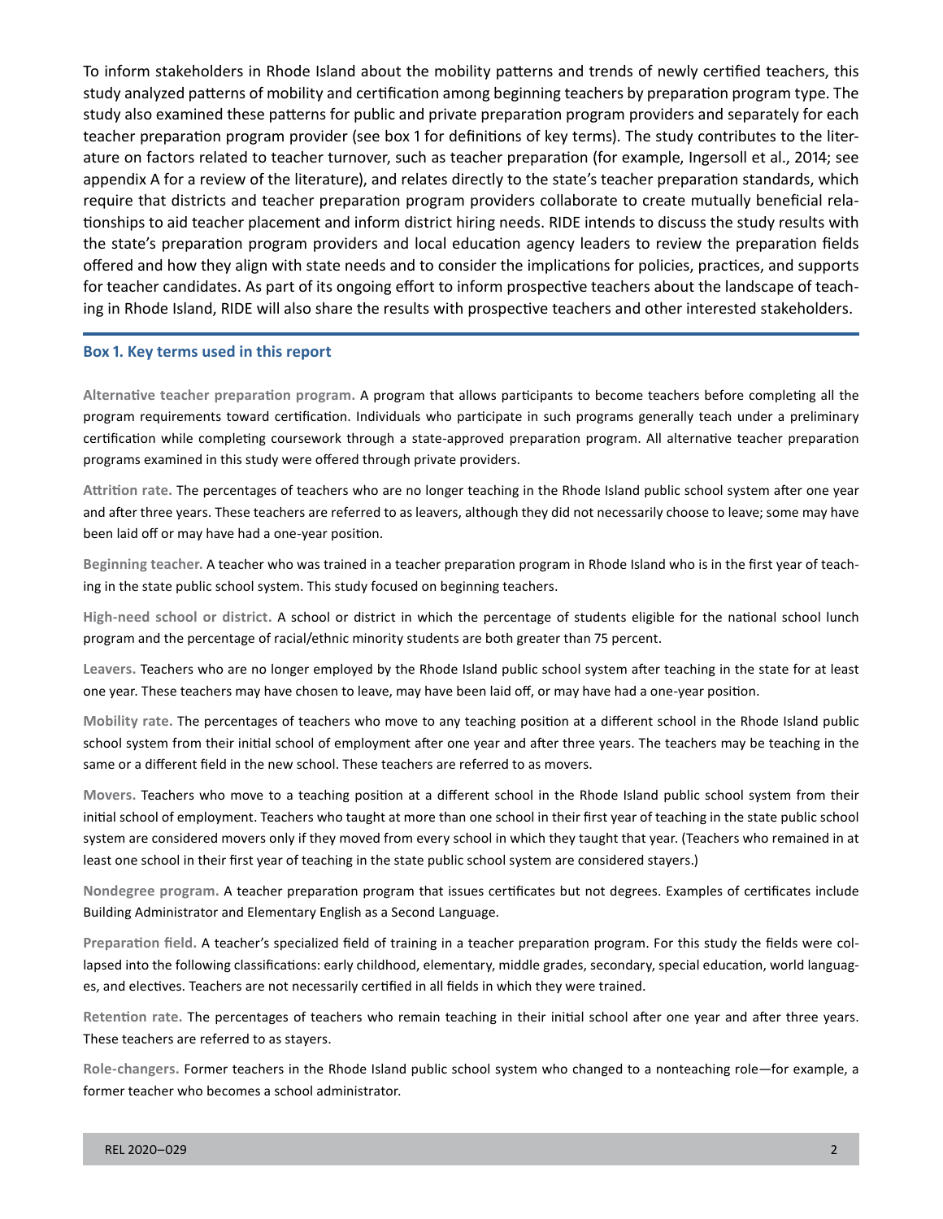To inform stakeholders in Rhode Island about the mobility patterns and trends of newly certified teachers, this study analyzed patterns of mobility and certification among beginning teachers by preparation program type. The study also examined these patterns for public and private preparation program providers and separately for each teacher preparation program provider (see box 1 for definitions of key terms). The study contributes to the literature on factors related to teacher turnover, such as teacher preparation (for example, Ingersoll et al., 2014; see appendix A for a review of the literature), and relates directly to the state's teacher preparation standards, which require that districts and teacher preparation program providers collaborate to create mutually beneficial relationships to aid teacher placement and inform district hiring needs. RIDE intends to discuss the study results with the state's preparation program providers and local education agency leaders to review the preparation fields offered and how they align with state needs and to consider the implications for policies, practices, and supports for teacher candidates. As part of its ongoing effort to inform prospective teachers about the landscape of teaching in Rhode Island, RIDE will also share the results with prospective teachers and other interested stakeholders.

### Box 1. Key terms used in this report

**Alternative teacher preparation program.** A program that allows participants to become teachers before completing all the program requirements toward certification. Individuals who participate in such programs generally teach under a preliminary certification while completing coursework through a state-approved preparation program. All alternative teacher preparation programs examined in this study were offered through private providers.

**Attrition rate.** The percentages of teachers who are no longer teaching in the Rhode Island public school system after one year and after three years. These teachers are referred to as leavers, although they did not necessarily choose to leave; some may have been laid off or may have had a one-year position.

**Beginning teacher.** A teacher who was trained in a teacher preparation program in Rhode Island who is in the first year of teaching in the state public school system. This study focused on beginning teachers.

**High-need school or district.** A school or district in which the percentage of students eligible for the national school lunch program and the percentage of racial/ethnic minority students are both greater than 75 percent.

**Leavers.** Teachers who are no longer employed by the Rhode Island public school system after teaching in the state for at least one year. These teachers may have chosen to leave, may have been laid off, or may have had a one-year position.

**Mobility rate.** The percentages of teachers who move to any teaching position at a different school in the Rhode Island public school system from their initial school of employment after one year and after three years. The teachers may be teaching in the same or a different field in the new school. These teachers are referred to as movers.

**Movers.** Teachers who move to a teaching position at a different school in the Rhode Island public school system from their initial school of employment. Teachers who taught at more than one school in their first year of teaching in the state public school system are considered movers only if they moved from every school in which they taught that year. (Teachers who remained in at least one school in their first year of teaching in the state public school system are considered stayers.)

**Nondegree program.** A teacher preparation program that issues certificates but not degrees. Examples of certificates include Building Administrator and Elementary English as a Second Language.

**Preparation field.** A teacher's specialized field of training in a teacher preparation program. For this study the fields were collapsed into the following classifications: early childhood, elementary, middle grades, secondary, special education, world languages, and electives. Teachers are not necessarily certified in all fields in which they were trained.

**Retention rate.** The percentages of teachers who remain teaching in their initial school after one year and after three years. These teachers are referred to as stayers.

**Role-changers.** Former teachers in the Rhode Island public school system who changed to a nonteaching role—for example, a former teacher who becomes a school administrator.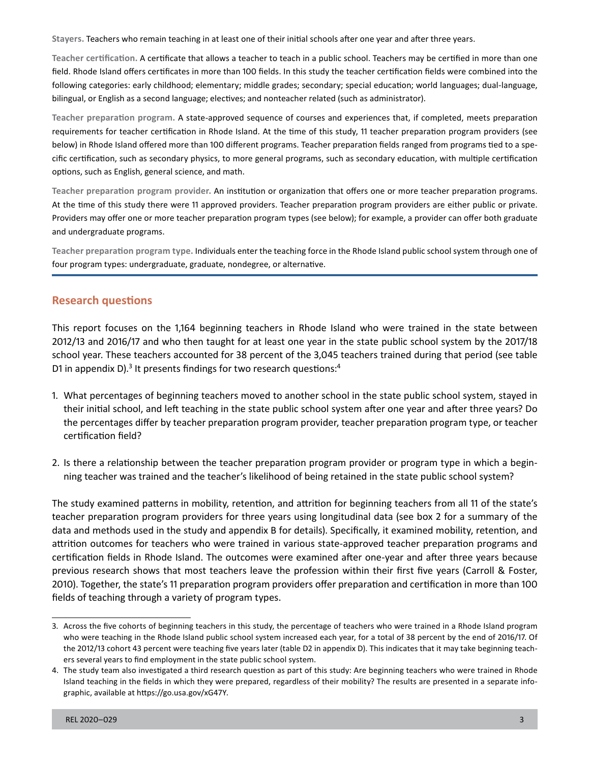**Stayers.** Teachers who remain teaching in at least one of their initial schools after one year and after three years.

**Teacher certification.** A certificate that allows a teacher to teach in a public school. Teachers may be certified in more than one field. Rhode Island offers certificates in more than 100 fields. In this study the teacher certification fields were combined into the following categories: early childhood; elementary; middle grades; secondary; special education; world languages; dual-language, bilingual, or English as a second language; electives; and nonteacher related (such as administrator).

**Teacher preparation program.** A state-approved sequence of courses and experiences that, if completed, meets preparation requirements for teacher certification in Rhode Island. At the time of this study, 11 teacher preparation program providers (see below) in Rhode Island offered more than 100 different programs. Teacher preparation fields ranged from programs tied to a specific certification, such as secondary physics, to more general programs, such as secondary education, with multiple certification options, such as English, general science, and math.

**Teacher preparation program provider.** An institution or organization that offers one or more teacher preparation programs. At the time of this study there were 11 approved providers. Teacher preparation program providers are either public or private. Providers may offer one or more teacher preparation program types (see below); for example, a provider can offer both graduate and undergraduate programs.

**Teacher preparation program type.** Individuals enter the teaching force in the Rhode Island public school system through one of four program types: undergraduate, graduate, nondegree, or alternative.

## Research questions

This report focuses on the 1,164 beginning teachers in Rhode Island who were trained in the state between 2012/13 and 2016/17 and who then taught for at least one year in the state public school system by the 2017/18 school year. These teachers accounted for 38 percent of the 3,045 teachers trained during that period (see table D1 in appendix D).[3] It presents findings for two research questions:[4]

1. What percentages of beginning teachers moved to another school in the state public school system, stayed in their initial school, and left teaching in the state public school system after one year and after three years? Do the percentages differ by teacher preparation program provider, teacher preparation program type, or teacher certification field?
2. Is there a relationship between the teacher preparation program provider or program type in which a beginning teacher was trained and the teacher's likelihood of being retained in the state public school system?

The study examined patterns in mobility, retention, and attrition for beginning teachers from all 11 of the state's teacher preparation program providers for three years using longitudinal data (see box 2 for a summary of the data and methods used in the study and appendix B for details). Specifically, it examined mobility, retention, and attrition outcomes for teachers who were trained in various state-approved teacher preparation programs and certification fields in Rhode Island. The outcomes were examined after one-year and after three years because previous research shows that most teachers leave the profession within their first five years (Carroll & Foster, 2010). Together, the state's 11 preparation program providers offer preparation and certification in more than 100 fields of teaching through a variety of program types.

3. Across the five cohorts of beginning teachers in this study, the percentage of teachers who were trained in a Rhode Island program who were teaching in the Rhode Island public school system increased each year, for a total of 38 percent by the end of 2016/17. Of the 2012/13 cohort 43 percent were teaching five years later (table D2 in appendix D). This indicates that it may take beginning teachers several years to find employment in the state public school system.

4. The study team also investigated a third research question as part of this study: Are beginning teachers who were trained in Rhode Island teaching in the fields in which they were prepared, regardless of their mobility? The results are presented in a separate infographic, available at https://go.usa.gov/xG47Y.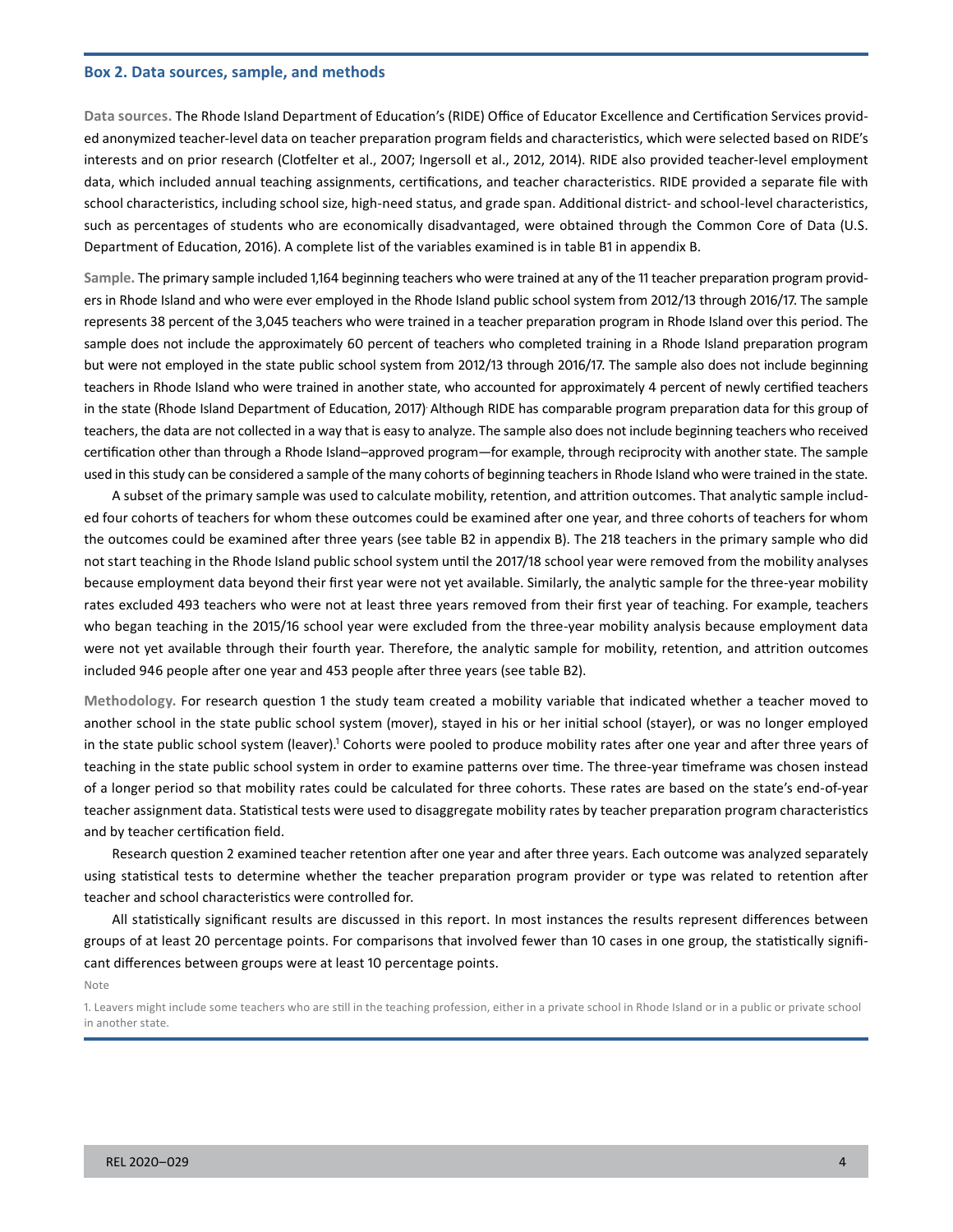## Box 2. Data sources, sample, and methods

**Data sources.** The Rhode Island Department of Education's (RIDE) Office of Educator Excellence and Certification Services provided anonymized teacher-level data on teacher preparation program fields and characteristics, which were selected based on RIDE's interests and on prior research (Clotfelter et al., 2007; Ingersoll et al., 2012, 2014). RIDE also provided teacher-level employment data, which included annual teaching assignments, certifications, and teacher characteristics. RIDE provided a separate file with school characteristics, including school size, high-need status, and grade span. Additional district- and school-level characteristics, such as percentages of students who are economically disadvantaged, were obtained through the Common Core of Data (U.S. Department of Education, 2016). A complete list of the variables examined is in table B1 in appendix B.

**Sample.** The primary sample included 1,164 beginning teachers who were trained at any of the 11 teacher preparation program providers in Rhode Island and who were ever employed in the Rhode Island public school system from 2012/13 through 2016/17. The sample represents 38 percent of the 3,045 teachers who were trained in a teacher preparation program in Rhode Island over this period. The sample does not include the approximately 60 percent of teachers who completed training in a Rhode Island preparation program but were not employed in the state public school system from 2012/13 through 2016/17. The sample also does not include beginning teachers in Rhode Island who were trained in another state, who accounted for approximately 4 percent of newly certified teachers in the state (Rhode Island Department of Education, 2017). Although RIDE has comparable program preparation data for this group of teachers, the data are not collected in a way that is easy to analyze. The sample also does not include beginning teachers who received certification other than through a Rhode Island–approved program—for example, through reciprocity with another state. The sample used in this study can be considered a sample of the many cohorts of beginning teachers in Rhode Island who were trained in the state.

A subset of the primary sample was used to calculate mobility, retention, and attrition outcomes. That analytic sample included four cohorts of teachers for whom these outcomes could be examined after one year, and three cohorts of teachers for whom the outcomes could be examined after three years (see table B2 in appendix B). The 218 teachers in the primary sample who did not start teaching in the Rhode Island public school system until the 2017/18 school year were removed from the mobility analyses because employment data beyond their first year were not yet available. Similarly, the analytic sample for the three-year mobility rates excluded 493 teachers who were not at least three years removed from their first year of teaching. For example, teachers who began teaching in the 2015/16 school year were excluded from the three-year mobility analysis because employment data were not yet available through their fourth year. Therefore, the analytic sample for mobility, retention, and attrition outcomes included 946 people after one year and 453 people after three years (see table B2).

**Methodology.** For research question 1 the study team created a mobility variable that indicated whether a teacher moved to another school in the state public school system (mover), stayed in his or her initial school (stayer), or was no longer employed in the state public school system (leaver).[1] Cohorts were pooled to produce mobility rates after one year and after three years of teaching in the state public school system in order to examine patterns over time. The three-year timeframe was chosen instead of a longer period so that mobility rates could be calculated for three cohorts. These rates are based on the state's end-of-year teacher assignment data. Statistical tests were used to disaggregate mobility rates by teacher preparation program characteristics and by teacher certification field.

Research question 2 examined teacher retention after one year and after three years. Each outcome was analyzed separately using statistical tests to determine whether the teacher preparation program provider or type was related to retention after teacher and school characteristics were controlled for.

All statistically significant results are discussed in this report. In most instances the results represent differences between groups of at least 20 percentage points. For comparisons that involved fewer than 10 cases in one group, the statistically significant differences between groups were at least 10 percentage points.

Note

1. Leavers might include some teachers who are still in the teaching profession, either in a private school in Rhode Island or in a public or private school in another state.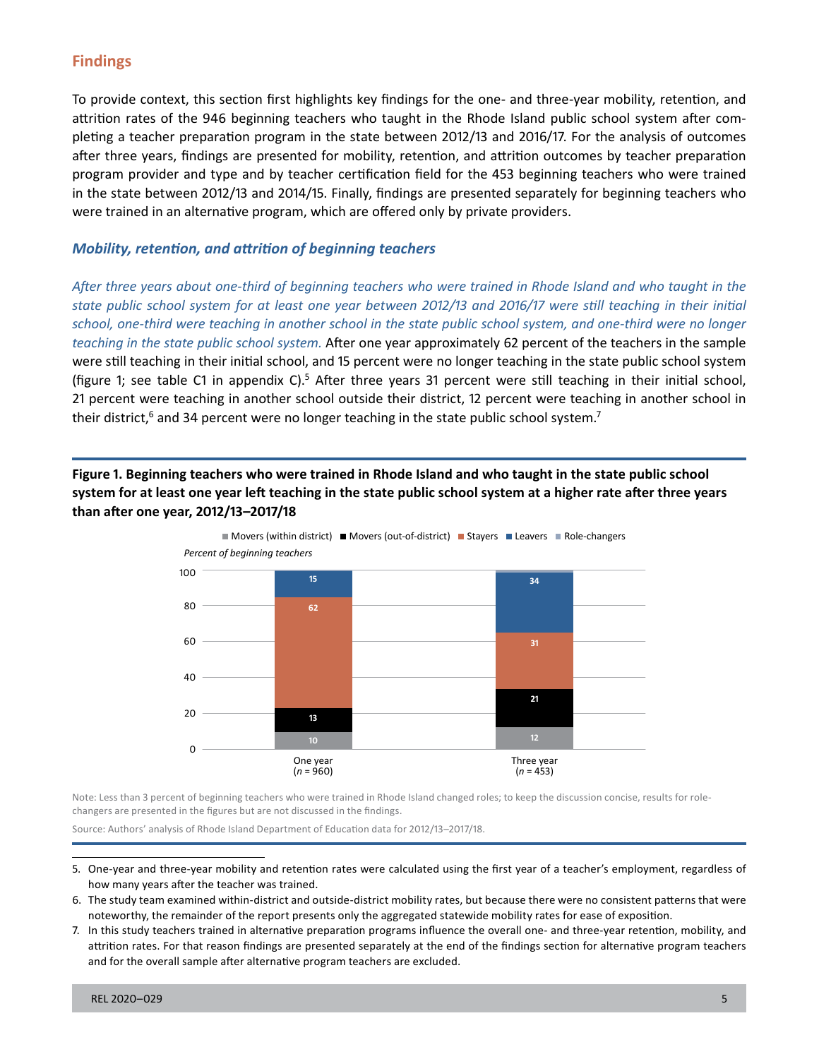## Findings

To provide context, this section first highlights key findings for the one- and three-year mobility, retention, and attrition rates of the 946 beginning teachers who taught in the Rhode Island public school system after completing a teacher preparation program in the state between 2012/13 and 2016/17. For the analysis of outcomes after three years, findings are presented for mobility, retention, and attrition outcomes by teacher preparation program provider and type and by teacher certification field for the 453 beginning teachers who were trained in the state between 2012/13 and 2014/15. Finally, findings are presented separately for beginning teachers who were trained in an alternative program, which are offered only by private providers.

### *Mobility, retention, and attrition of beginning teachers*

*After three years about one-third of beginning teachers who were trained in Rhode Island and who taught in the state public school system for at least one year between 2012/13 and 2016/17 were still teaching in their initial school, one-third were teaching in another school in the state public school system, and one-third were no longer teaching in the state public school system.* After one year approximately 62 percent of the teachers in the sample were still teaching in their initial school, and 15 percent were no longer teaching in the state public school system (figure 1; see table C1 in appendix C).[5] After three years 31 percent were still teaching in their initial school, 21 percent were teaching in another school outside their district, 12 percent were teaching in another school in their district,[6] and 34 percent were no longer teaching in the state public school system.[7]

**Figure 1. Beginning teachers who were trained in Rhode Island and who taught in the state public school system for at least one year left teaching in the state public school system at a higher rate after three years than after one year, 2012/13–2017/18**

Percent of beginning teachers

| | Movers (within district) | Movers (out-of-district) | Stayers | Leavers | Role-changers |
|---|---|---|---|---|---|
| One year (*n* = 960) | 10 | 13 | 62 | 15 | |
| Three year (*n* = 453) | 12 | 21 | 31 | 34 | |

Note: Less than 3 percent of beginning teachers who were trained in Rhode Island changed roles; to keep the discussion concise, results for role-changers are presented in the figures but are not discussed in the findings.

Source: Authors' analysis of Rhode Island Department of Education data for 2012/13–2017/18.

5. One-year and three-year mobility and retention rates were calculated using the first year of a teacher's employment, regardless of how many years after the teacher was trained.
6. The study team examined within-district and outside-district mobility rates, but because there were no consistent patterns that were noteworthy, the remainder of the report presents only the aggregated statewide mobility rates for ease of exposition.
7. In this study teachers trained in alternative preparation programs influence the overall one- and three-year retention, mobility, and attrition rates. For that reason findings are presented separately at the end of the findings section for alternative program teachers and for the overall sample after alternative program teachers are excluded.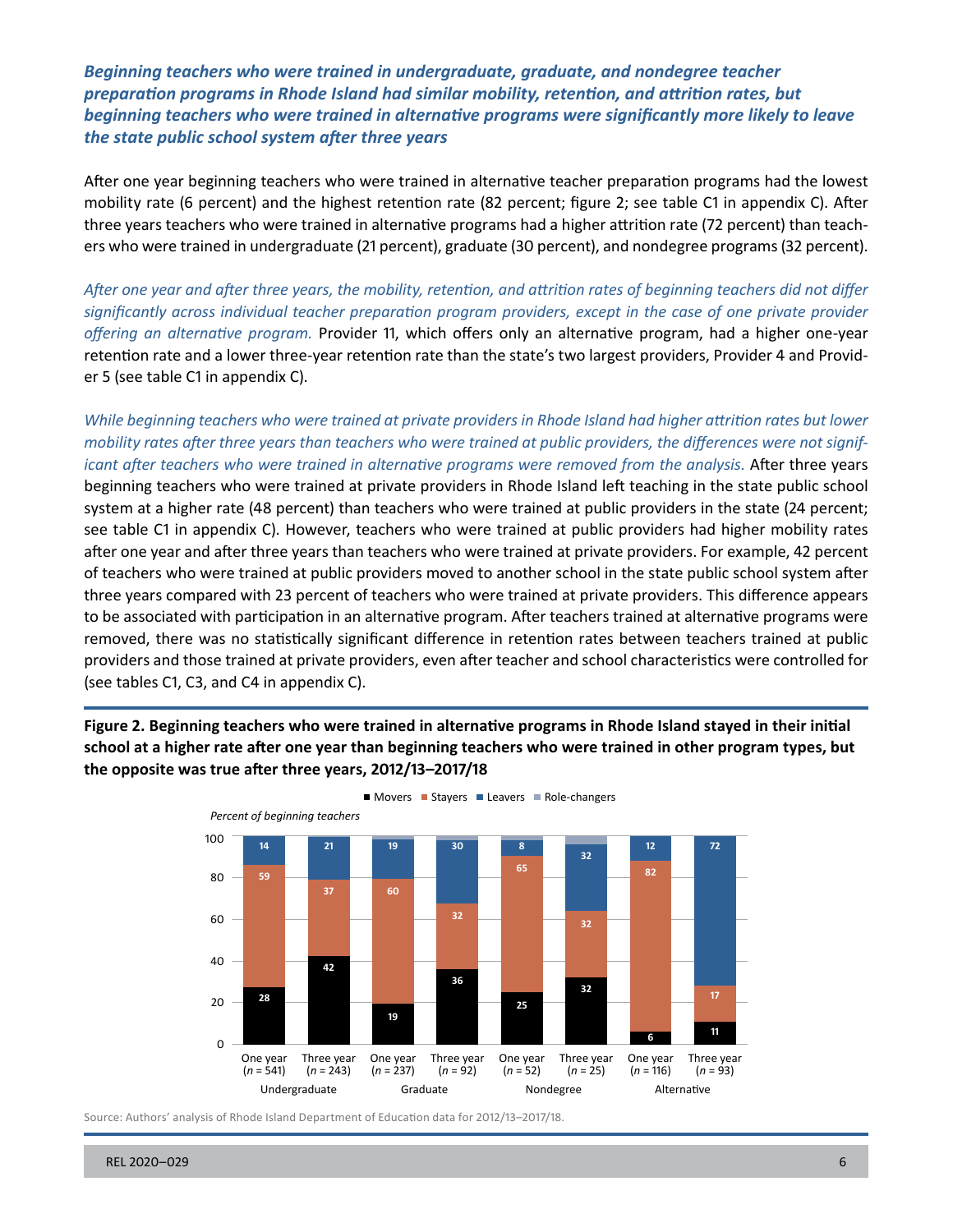### *Beginning teachers who were trained in undergraduate, graduate, and nondegree teacher preparation programs in Rhode Island had similar mobility, retention, and attrition rates, but beginning teachers who were trained in alternative programs were significantly more likely to leave the state public school system after three years*

After one year beginning teachers who were trained in alternative teacher preparation programs had the lowest mobility rate (6 percent) and the highest retention rate (82 percent; figure 2; see table C1 in appendix C). After three years teachers who were trained in alternative programs had a higher attrition rate (72 percent) than teachers who were trained in undergraduate (21 percent), graduate (30 percent), and nondegree programs (32 percent).

*After one year and after three years, the mobility, retention, and attrition rates of beginning teachers did not differ significantly across individual teacher preparation program providers, except in the case of one private provider offering an alternative program.* Provider 11, which offers only an alternative program, had a higher one-year retention rate and a lower three-year retention rate than the state's two largest providers, Provider 4 and Provider 5 (see table C1 in appendix C).

*While beginning teachers who were trained at private providers in Rhode Island had higher attrition rates but lower mobility rates after three years than teachers who were trained at public providers, the differences were not significant after teachers who were trained in alternative programs were removed from the analysis.* After three years beginning teachers who were trained at private providers in Rhode Island left teaching in the state public school system at a higher rate (48 percent) than teachers who were trained at public providers in the state (24 percent; see table C1 in appendix C). However, teachers who were trained at public providers had higher mobility rates after one year and after three years than teachers who were trained at private providers. For example, 42 percent of teachers who were trained at public providers moved to another school in the state public school system after three years compared with 23 percent of teachers who were trained at private providers. This difference appears to be associated with participation in an alternative program. After teachers trained at alternative programs were removed, there was no statistically significant difference in retention rates between teachers trained at public providers and those trained at private providers, even after teacher and school characteristics were controlled for (see tables C1, C3, and C4 in appendix C).

**Figure 2. Beginning teachers who were trained in alternative programs in Rhode Island stayed in their initial school at a higher rate after one year than beginning teachers who were trained in other program types, but the opposite was true after three years, 2012/13–2017/18**

Percent of beginning teachers

| Program type | Period | Movers | Stayers | Leavers |
|---|---|---|---|---|
| Undergraduate | One year (n = 541) | 28 | 59 | 14 |
| Undergraduate | Three year (n = 243) | 42 | 37 | 21 |
| Graduate | One year (n = 237) | 19 | 60 | 19 |
| Graduate | Three year (n = 92) | 36 | 32 | 30 |
| Nondegree | One year (n = 52) | 25 | 65 | 8 |
| Nondegree | Three year (n = 25) | 32 | 32 | 32 |
| Alternative | One year (n = 116) | 6 | 82 | 12 |
| Alternative | Three year (n = 93) | 11 | 17 | 72 |

Note: Role-changers are shown in the figure but not labeled with values.

Source: Authors' analysis of Rhode Island Department of Education data for 2012/13–2017/18.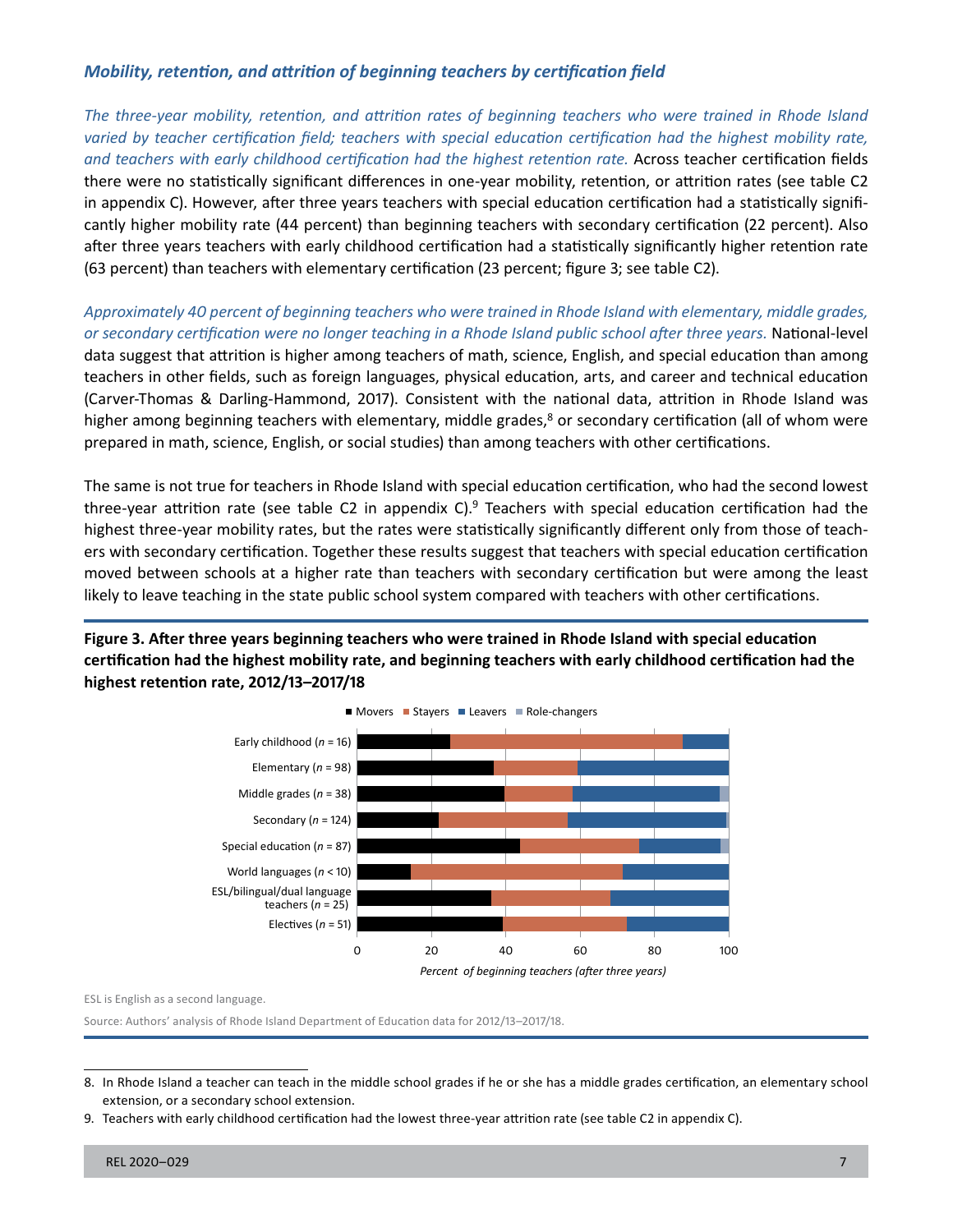### *Mobility, retention, and attrition of beginning teachers by certification field*

*The three-year mobility, retention, and attrition rates of beginning teachers who were trained in Rhode Island varied by teacher certification field; teachers with special education certification had the highest mobility rate, and teachers with early childhood certification had the highest retention rate.* Across teacher certification fields there were no statistically significant differences in one-year mobility, retention, or attrition rates (see table C2 in appendix C). However, after three years teachers with special education certification had a statistically significantly higher mobility rate (44 percent) than beginning teachers with secondary certification (22 percent). Also after three years teachers with early childhood certification had a statistically significantly higher retention rate (63 percent) than teachers with elementary certification (23 percent; figure 3; see table C2).

*Approximately 40 percent of beginning teachers who were trained in Rhode Island with elementary, middle grades, or secondary certification were no longer teaching in a Rhode Island public school after three years.* National-level data suggest that attrition is higher among teachers of math, science, English, and special education than among teachers in other fields, such as foreign languages, physical education, arts, and career and technical education (Carver-Thomas & Darling-Hammond, 2017). Consistent with the national data, attrition in Rhode Island was higher among beginning teachers with elementary, middle grades,[8] or secondary certification (all of whom were prepared in math, science, English, or social studies) than among teachers with other certifications.

The same is not true for teachers in Rhode Island with special education certification, who had the second lowest three-year attrition rate (see table C2 in appendix C).[9] Teachers with special education certification had the highest three-year mobility rates, but the rates were statistically significantly different only from those of teachers with secondary certification. Together these results suggest that teachers with special education certification moved between schools at a higher rate than teachers with secondary certification but were among the least likely to leave teaching in the state public school system compared with teachers with other certifications.

**Figure 3. After three years beginning teachers who were trained in Rhode Island with special education certification had the highest mobility rate, and beginning teachers with early childhood certification had the highest retention rate, 2012/13–2017/18**

ESL is English as a second language.

Source: Authors' analysis of Rhode Island Department of Education data for 2012/13–2017/18.

8. In Rhode Island a teacher can teach in the middle school grades if he or she has a middle grades certification, an elementary school extension, or a secondary school extension.

9. Teachers with early childhood certification had the lowest three-year attrition rate (see table C2 in appendix C).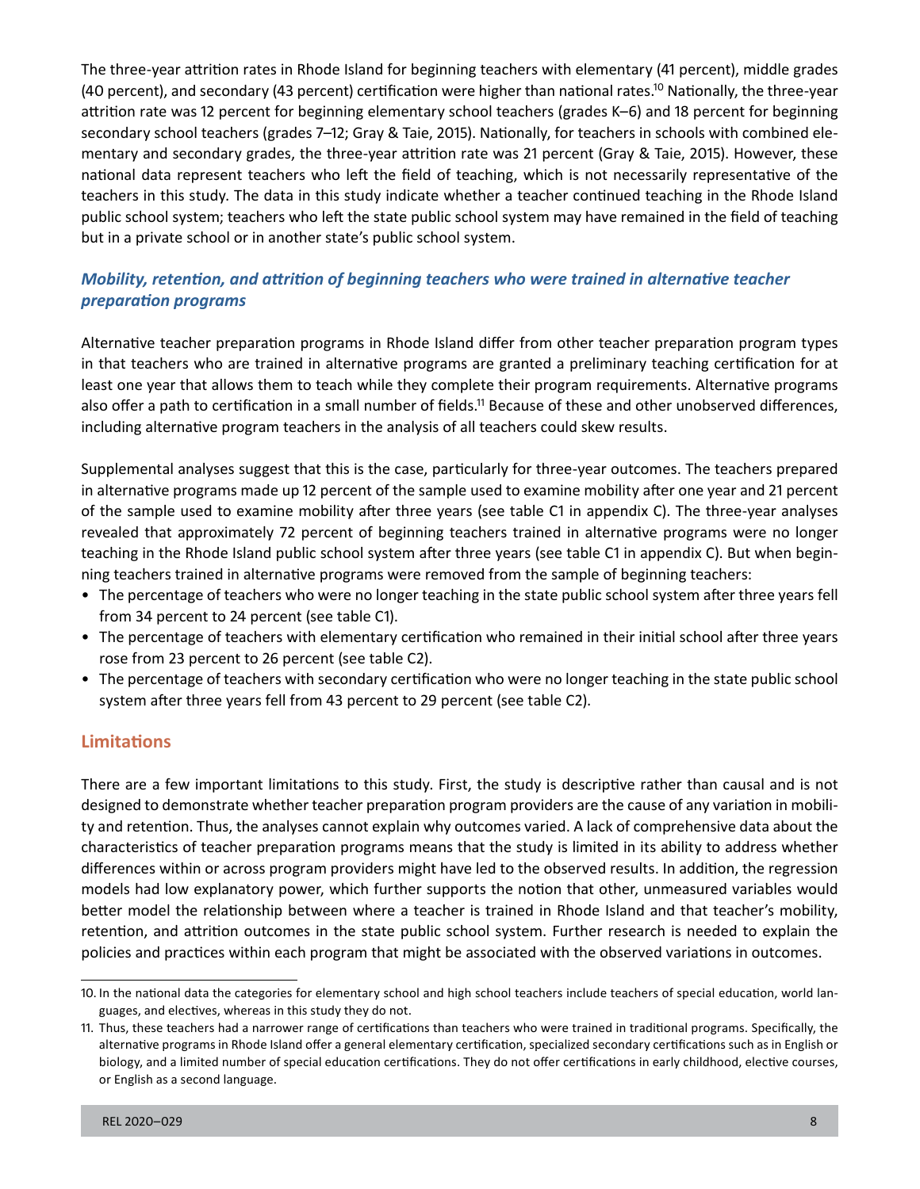The three-year attrition rates in Rhode Island for beginning teachers with elementary (41 percent), middle grades (40 percent), and secondary (43 percent) certification were higher than national rates.[10] Nationally, the three-year attrition rate was 12 percent for beginning elementary school teachers (grades K–6) and 18 percent for beginning secondary school teachers (grades 7–12; Gray & Taie, 2015). Nationally, for teachers in schools with combined elementary and secondary grades, the three-year attrition rate was 21 percent (Gray & Taie, 2015). However, these national data represent teachers who left the field of teaching, which is not necessarily representative of the teachers in this study. The data in this study indicate whether a teacher continued teaching in the Rhode Island public school system; teachers who left the state public school system may have remained in the field of teaching but in a private school or in another state's public school system.

### *Mobility, retention, and attrition of beginning teachers who were trained in alternative teacher preparation programs*

Alternative teacher preparation programs in Rhode Island differ from other teacher preparation program types in that teachers who are trained in alternative programs are granted a preliminary teaching certification for at least one year that allows them to teach while they complete their program requirements. Alternative programs also offer a path to certification in a small number of fields.[11] Because of these and other unobserved differences, including alternative program teachers in the analysis of all teachers could skew results.

Supplemental analyses suggest that this is the case, particularly for three-year outcomes. The teachers prepared in alternative programs made up 12 percent of the sample used to examine mobility after one year and 21 percent of the sample used to examine mobility after three years (see table C1 in appendix C). The three-year analyses revealed that approximately 72 percent of beginning teachers trained in alternative programs were no longer teaching in the Rhode Island public school system after three years (see table C1 in appendix C). But when beginning teachers trained in alternative programs were removed from the sample of beginning teachers:

- The percentage of teachers who were no longer teaching in the state public school system after three years fell from 34 percent to 24 percent (see table C1).
- The percentage of teachers with elementary certification who remained in their initial school after three years rose from 23 percent to 26 percent (see table C2).
- The percentage of teachers with secondary certification who were no longer teaching in the state public school system after three years fell from 43 percent to 29 percent (see table C2).

## Limitations

There are a few important limitations to this study. First, the study is descriptive rather than causal and is not designed to demonstrate whether teacher preparation program providers are the cause of any variation in mobility and retention. Thus, the analyses cannot explain why outcomes varied. A lack of comprehensive data about the characteristics of teacher preparation programs means that the study is limited in its ability to address whether differences within or across program providers might have led to the observed results. In addition, the regression models had low explanatory power, which further supports the notion that other, unmeasured variables would better model the relationship between where a teacher is trained in Rhode Island and that teacher's mobility, retention, and attrition outcomes in the state public school system. Further research is needed to explain the policies and practices within each program that might be associated with the observed variations in outcomes.

---

10. In the national data the categories for elementary school and high school teachers include teachers of special education, world languages, and electives, whereas in this study they do not.

11. Thus, these teachers had a narrower range of certifications than teachers who were trained in traditional programs. Specifically, the alternative programs in Rhode Island offer a general elementary certification, specialized secondary certifications such as in English or biology, and a limited number of special education certifications. They do not offer certifications in early childhood, elective courses, or English as a second language.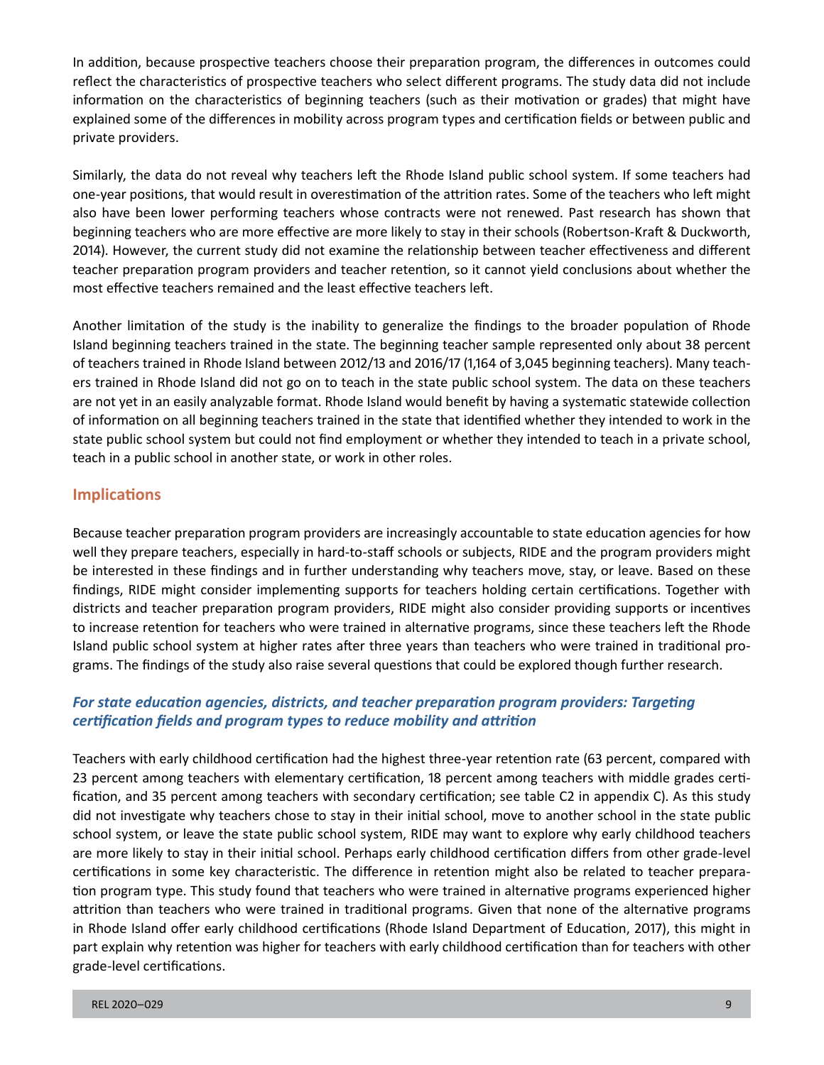In addition, because prospective teachers choose their preparation program, the differences in outcomes could reflect the characteristics of prospective teachers who select different programs. The study data did not include information on the characteristics of beginning teachers (such as their motivation or grades) that might have explained some of the differences in mobility across program types and certification fields or between public and private providers.

Similarly, the data do not reveal why teachers left the Rhode Island public school system. If some teachers had one-year positions, that would result in overestimation of the attrition rates. Some of the teachers who left might also have been lower performing teachers whose contracts were not renewed. Past research has shown that beginning teachers who are more effective are more likely to stay in their schools (Robertson-Kraft & Duckworth, 2014). However, the current study did not examine the relationship between teacher effectiveness and different teacher preparation program providers and teacher retention, so it cannot yield conclusions about whether the most effective teachers remained and the least effective teachers left.

Another limitation of the study is the inability to generalize the findings to the broader population of Rhode Island beginning teachers trained in the state. The beginning teacher sample represented only about 38 percent of teachers trained in Rhode Island between 2012/13 and 2016/17 (1,164 of 3,045 beginning teachers). Many teachers trained in Rhode Island did not go on to teach in the state public school system. The data on these teachers are not yet in an easily analyzable format. Rhode Island would benefit by having a systematic statewide collection of information on all beginning teachers trained in the state that identified whether they intended to work in the state public school system but could not find employment or whether they intended to teach in a private school, teach in a public school in another state, or work in other roles.

## Implications

Because teacher preparation program providers are increasingly accountable to state education agencies for how well they prepare teachers, especially in hard-to-staff schools or subjects, RIDE and the program providers might be interested in these findings and in further understanding why teachers move, stay, or leave. Based on these findings, RIDE might consider implementing supports for teachers holding certain certifications. Together with districts and teacher preparation program providers, RIDE might also consider providing supports or incentives to increase retention for teachers who were trained in alternative programs, since these teachers left the Rhode Island public school system at higher rates after three years than teachers who were trained in traditional programs. The findings of the study also raise several questions that could be explored though further research.

### *For state education agencies, districts, and teacher preparation program providers: Targeting certification fields and program types to reduce mobility and attrition*

Teachers with early childhood certification had the highest three-year retention rate (63 percent, compared with 23 percent among teachers with elementary certification, 18 percent among teachers with middle grades certification, and 35 percent among teachers with secondary certification; see table C2 in appendix C). As this study did not investigate why teachers chose to stay in their initial school, move to another school in the state public school system, or leave the state public school system, RIDE may want to explore why early childhood teachers are more likely to stay in their initial school. Perhaps early childhood certification differs from other grade-level certifications in some key characteristic. The difference in retention might also be related to teacher preparation program type. This study found that teachers who were trained in alternative programs experienced higher attrition than teachers who were trained in traditional programs. Given that none of the alternative programs in Rhode Island offer early childhood certifications (Rhode Island Department of Education, 2017), this might in part explain why retention was higher for teachers with early childhood certification than for teachers with other grade-level certifications.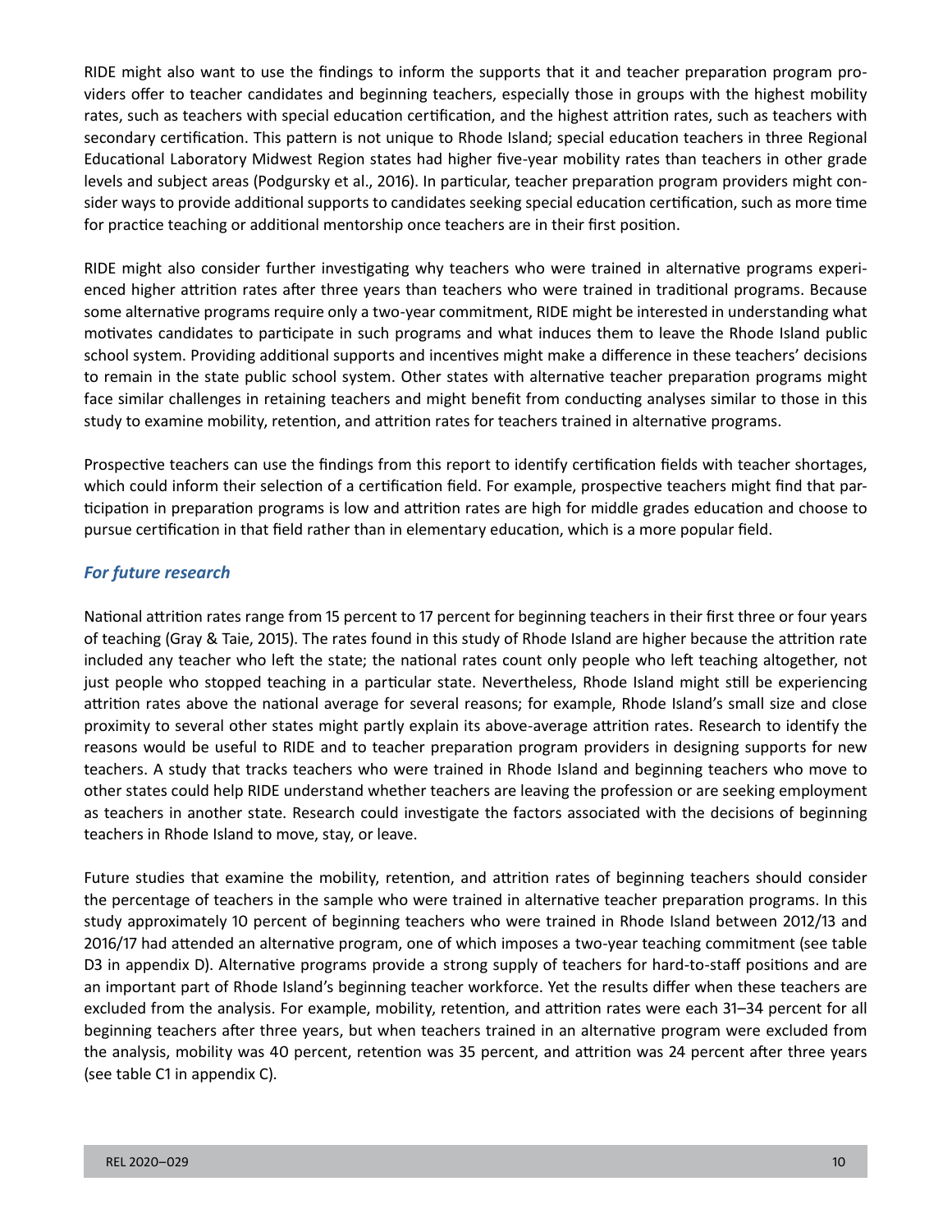RIDE might also want to use the findings to inform the supports that it and teacher preparation program providers offer to teacher candidates and beginning teachers, especially those in groups with the highest mobility rates, such as teachers with special education certification, and the highest attrition rates, such as teachers with secondary certification. This pattern is not unique to Rhode Island; special education teachers in three Regional Educational Laboratory Midwest Region states had higher five-year mobility rates than teachers in other grade levels and subject areas (Podgursky et al., 2016). In particular, teacher preparation program providers might consider ways to provide additional supports to candidates seeking special education certification, such as more time for practice teaching or additional mentorship once teachers are in their first position.

RIDE might also consider further investigating why teachers who were trained in alternative programs experienced higher attrition rates after three years than teachers who were trained in traditional programs. Because some alternative programs require only a two-year commitment, RIDE might be interested in understanding what motivates candidates to participate in such programs and what induces them to leave the Rhode Island public school system. Providing additional supports and incentives might make a difference in these teachers' decisions to remain in the state public school system. Other states with alternative teacher preparation programs might face similar challenges in retaining teachers and might benefit from conducting analyses similar to those in this study to examine mobility, retention, and attrition rates for teachers trained in alternative programs.

Prospective teachers can use the findings from this report to identify certification fields with teacher shortages, which could inform their selection of a certification field. For example, prospective teachers might find that participation in preparation programs is low and attrition rates are high for middle grades education and choose to pursue certification in that field rather than in elementary education, which is a more popular field.

### *For future research*

National attrition rates range from 15 percent to 17 percent for beginning teachers in their first three or four years of teaching (Gray & Taie, 2015). The rates found in this study of Rhode Island are higher because the attrition rate included any teacher who left the state; the national rates count only people who left teaching altogether, not just people who stopped teaching in a particular state. Nevertheless, Rhode Island might still be experiencing attrition rates above the national average for several reasons; for example, Rhode Island's small size and close proximity to several other states might partly explain its above-average attrition rates. Research to identify the reasons would be useful to RIDE and to teacher preparation program providers in designing supports for new teachers. A study that tracks teachers who were trained in Rhode Island and beginning teachers who move to other states could help RIDE understand whether teachers are leaving the profession or are seeking employment as teachers in another state. Research could investigate the factors associated with the decisions of beginning teachers in Rhode Island to move, stay, or leave.

Future studies that examine the mobility, retention, and attrition rates of beginning teachers should consider the percentage of teachers in the sample who were trained in alternative teacher preparation programs. In this study approximately 10 percent of beginning teachers who were trained in Rhode Island between 2012/13 and 2016/17 had attended an alternative program, one of which imposes a two-year teaching commitment (see table D3 in appendix D). Alternative programs provide a strong supply of teachers for hard-to-staff positions and are an important part of Rhode Island's beginning teacher workforce. Yet the results differ when these teachers are excluded from the analysis. For example, mobility, retention, and attrition rates were each 31–34 percent for all beginning teachers after three years, but when teachers trained in an alternative program were excluded from the analysis, mobility was 40 percent, retention was 35 percent, and attrition was 24 percent after three years (see table C1 in appendix C).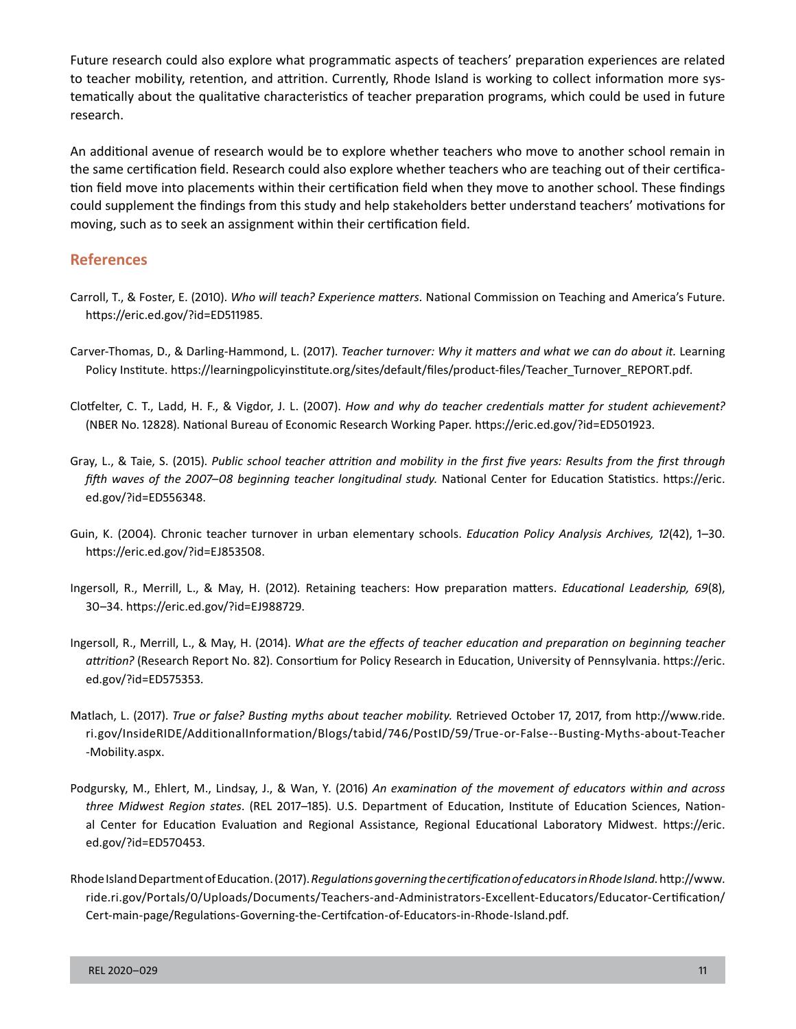Future research could also explore what programmatic aspects of teachers' preparation experiences are related to teacher mobility, retention, and attrition. Currently, Rhode Island is working to collect information more systematically about the qualitative characteristics of teacher preparation programs, which could be used in future research.

An additional avenue of research would be to explore whether teachers who move to another school remain in the same certification field. Research could also explore whether teachers who are teaching out of their certification field move into placements within their certification field when they move to another school. These findings could supplement the findings from this study and help stakeholders better understand teachers' motivations for moving, such as to seek an assignment within their certification field.

## References

Carroll, T., & Foster, E. (2010). *Who will teach? Experience matters*. National Commission on Teaching and America's Future. https://eric.ed.gov/?id=ED511985.

Carver-Thomas, D., & Darling-Hammond, L. (2017). *Teacher turnover: Why it matters and what we can do about it.* Learning Policy Institute. https://learningpolicyinstitute.org/sites/default/files/product-files/Teacher_Turnover_REPORT.pdf.

Clotfelter, C. T., Ladd, H. F., & Vigdor, J. L. (2007). *How and why do teacher credentials matter for student achievement?* (NBER No. 12828). National Bureau of Economic Research Working Paper. https://eric.ed.gov/?id=ED501923.

Gray, L., & Taie, S. (2015). *Public school teacher attrition and mobility in the first five years: Results from the first through fifth waves of the 2007–08 beginning teacher longitudinal study.* National Center for Education Statistics. https://eric.ed.gov/?id=ED556348.

Guin, K. (2004). Chronic teacher turnover in urban elementary schools. *Education Policy Analysis Archives, 12*(42), 1–30. https://eric.ed.gov/?id=EJ853508.

Ingersoll, R., Merrill, L., & May, H. (2012). Retaining teachers: How preparation matters. *Educational Leadership, 69*(8), 30–34. https://eric.ed.gov/?id=EJ988729.

Ingersoll, R., Merrill, L., & May, H. (2014). *What are the effects of teacher education and preparation on beginning teacher attrition?* (Research Report No. 82). Consortium for Policy Research in Education, University of Pennsylvania. https://eric.ed.gov/?id=ED575353.

Matlach, L. (2017). *True or false? Busting myths about teacher mobility.* Retrieved October 17, 2017, from http://www.ride.ri.gov/InsideRIDE/AdditionalInformation/Blogs/tabid/746/PostID/59/True-or-False--Busting-Myths-about-Teacher-Mobility.aspx.

Podgursky, M., Ehlert, M., Lindsay, J., & Wan, Y. (2016) *An examination of the movement of educators within and across three Midwest Region states*. (REL 2017–185). U.S. Department of Education, Institute of Education Sciences, National Center for Education Evaluation and Regional Assistance, Regional Educational Laboratory Midwest. https://eric.ed.gov/?id=ED570453.

Rhode Island Department of Education. (2017). *Regulations governing the certification of educators in Rhode Island*. http://www.ride.ri.gov/Portals/0/Uploads/Documents/Teachers-and-Administrators-Excellent-Educators/Educator-Certification/Cert-main-page/Regulations-Governing-the-Certifcation-of-Educators-in-Rhode-Island.pdf.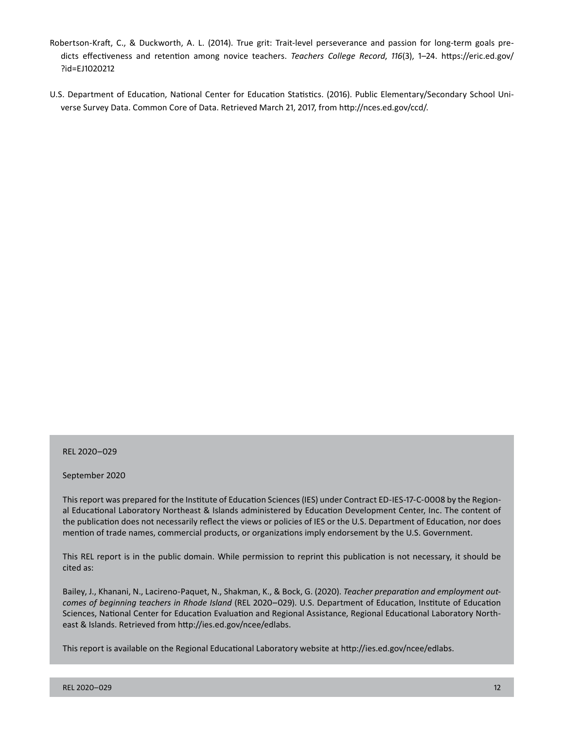Robertson-Kraft, C., & Duckworth, A. L. (2014). True grit: Trait-level perseverance and passion for long-term goals predicts effectiveness and retention among novice teachers. *Teachers College Record*, *116*(3), 1–24. https://eric.ed.gov/?id=EJ1020212

U.S. Department of Education, National Center for Education Statistics. (2016). Public Elementary/Secondary School Universe Survey Data. Common Core of Data. Retrieved March 21, 2017, from http://nces.ed.gov/ccd/.

REL 2020–029

September 2020

This report was prepared for the Institute of Education Sciences (IES) under Contract ED-IES-17-C-0008 by the Regional Educational Laboratory Northeast & Islands administered by Education Development Center, Inc. The content of the publication does not necessarily reflect the views or policies of IES or the U.S. Department of Education, nor does mention of trade names, commercial products, or organizations imply endorsement by the U.S. Government.

This REL report is in the public domain. While permission to reprint this publication is not necessary, it should be cited as:

Bailey, J., Khanani, N., Lacireno-Paquet, N., Shakman, K., & Bock, G. (2020). *Teacher preparation and employment outcomes of beginning teachers in Rhode Island* (REL 2020–029). U.S. Department of Education, Institute of Education Sciences, National Center for Education Evaluation and Regional Assistance, Regional Educational Laboratory Northeast & Islands. Retrieved from http://ies.ed.gov/ncee/edlabs.

This report is available on the Regional Educational Laboratory website at http://ies.ed.gov/ncee/edlabs.